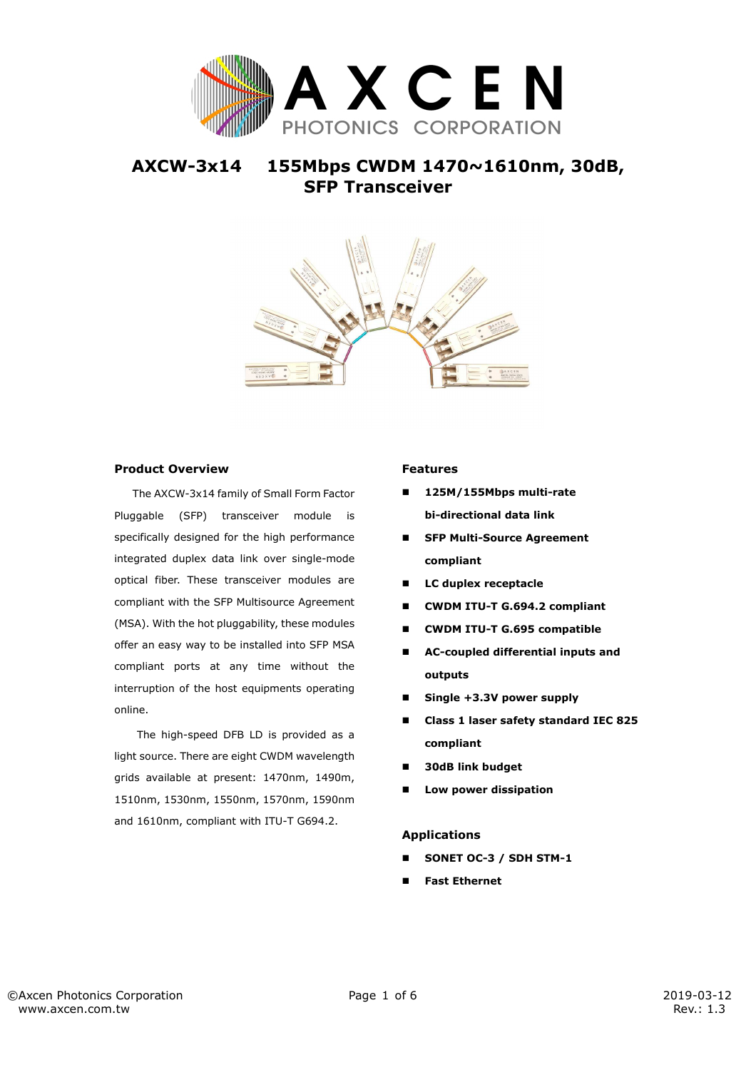# AXCW-3x14 155Mbps CWDM 1470~1610nm, 30dB, SFP Transceiver

## Product Overview

The AXCW-3x14 family of Small Form Factor Pluggable (SFP) transceiver module is specifically designed for the high performance integrated duplex data link over single-mode optical fiber. These transceiver modules are compliant with the SFP Multisource Agreement (MSA). With the hot pluggability, these modules offer an easy way to be installed into SFP MSA compliant ports at any time without the interruption of the host equipments operating online.

The high-speed DFB LD is provided as a light source. There are eight CWDM wavelength grids available at present: 1470nm, 1490m, 1510nm, 1530nm, 1550nm, 1570nm, 1590nm and 1610nm, compliant with ITU-T G694.2.

## Features

- **125M/155Mbps multi-rate bi-directional data link**
- **SFP Multi-Source Agreement compliant**
- **LC duplex receptacle**
- **CWDM ITU-T G.694.2 compliant**
- **CWDM ITU-T G.695 compatible**
- **AC-coupled differential inputs and outputs**
- **Single +3.3V power supply**
- **Class 1 laser safety standard IEC 825 compliant**
- **30dB link budget**
- **Low power dissipation**

## Applications

- **SONET OC-3 / SDH STM-1**
- **Fast Ethernet**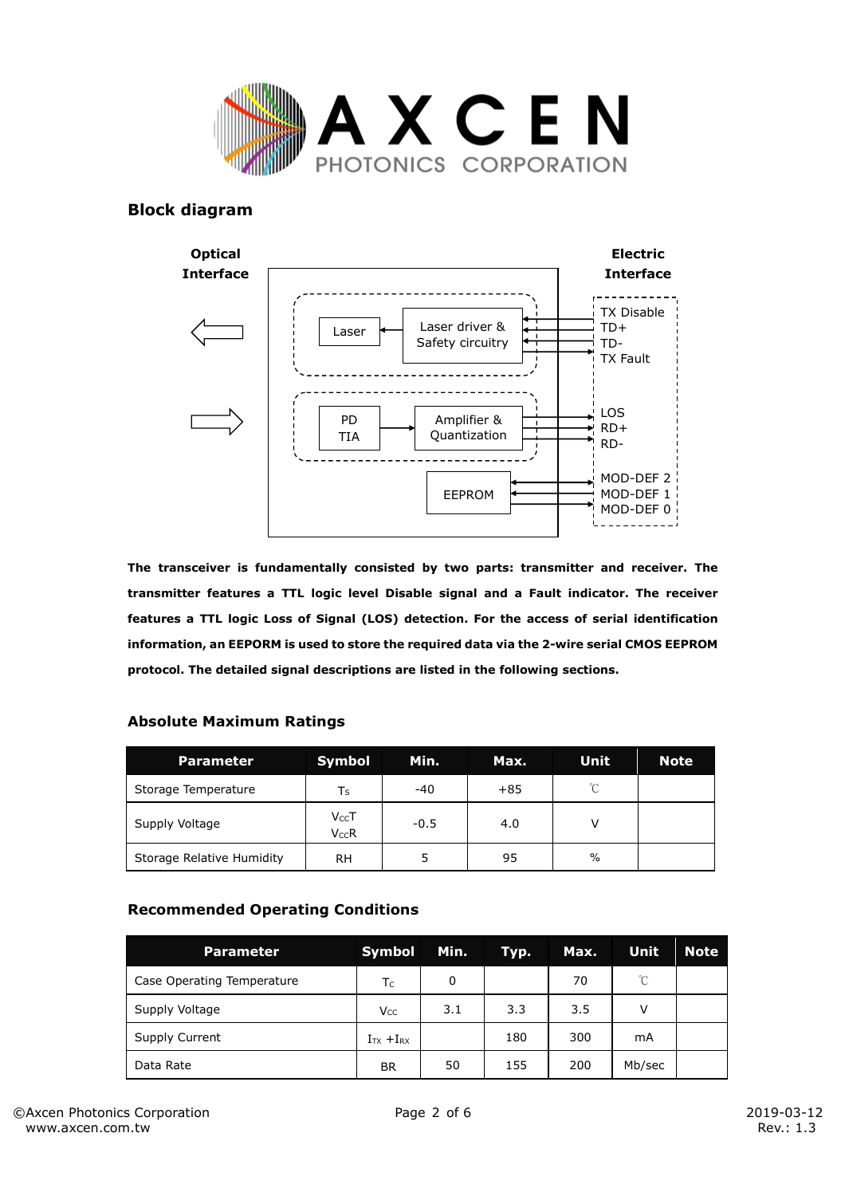## Block diagram

**Optical Interface** | **Electric Interface**

Laser — Laser driver & Safety circuitry — TX Disable, TD+, TD-, TX Fault

PD TIA — Amplifier & Quantization — LOS, RD+, RD-

EEPROM — MOD-DEF 2, MOD-DEF 1, MOD-DEF 0

**The transceiver is fundamentally consisted by two parts: transmitter and receiver. The transmitter features a TTL logic level Disable signal and a Fault indicator. The receiver features a TTL logic Loss of Signal (LOS) detection. For the access of serial identification information, an EEPORM is used to store the required data via the 2-wire serial CMOS EEPROM protocol. The detailed signal descriptions are listed in the following sections.**

### Absolute Maximum Ratings

| Parameter | Symbol | Min. | Max. | Unit | Note |
|---|---|---|---|---|---|
| Storage Temperature | $T_S$ | -40 | +85 | ℃ | |
| Supply Voltage | $V_{CC}T$ $V_{CC}R$ | -0.5 | 4.0 | V | |
| Storage Relative Humidity | RH | 5 | 95 | % | |

### Recommended Operating Conditions

| Parameter | Symbol | Min. | Typ. | Max. | Unit | Note |
|---|---|---|---|---|---|---|
| Case Operating Temperature | $T_C$ | 0 | | 70 | ℃ | |
| Supply Voltage | $V_{CC}$ | 3.1 | 3.3 | 3.5 | V | |
| Supply Current | $I_{TX} + I_{RX}$ | | 180 | 300 | mA | |
| Data Rate | BR | 50 | 155 | 200 | Mb/sec | |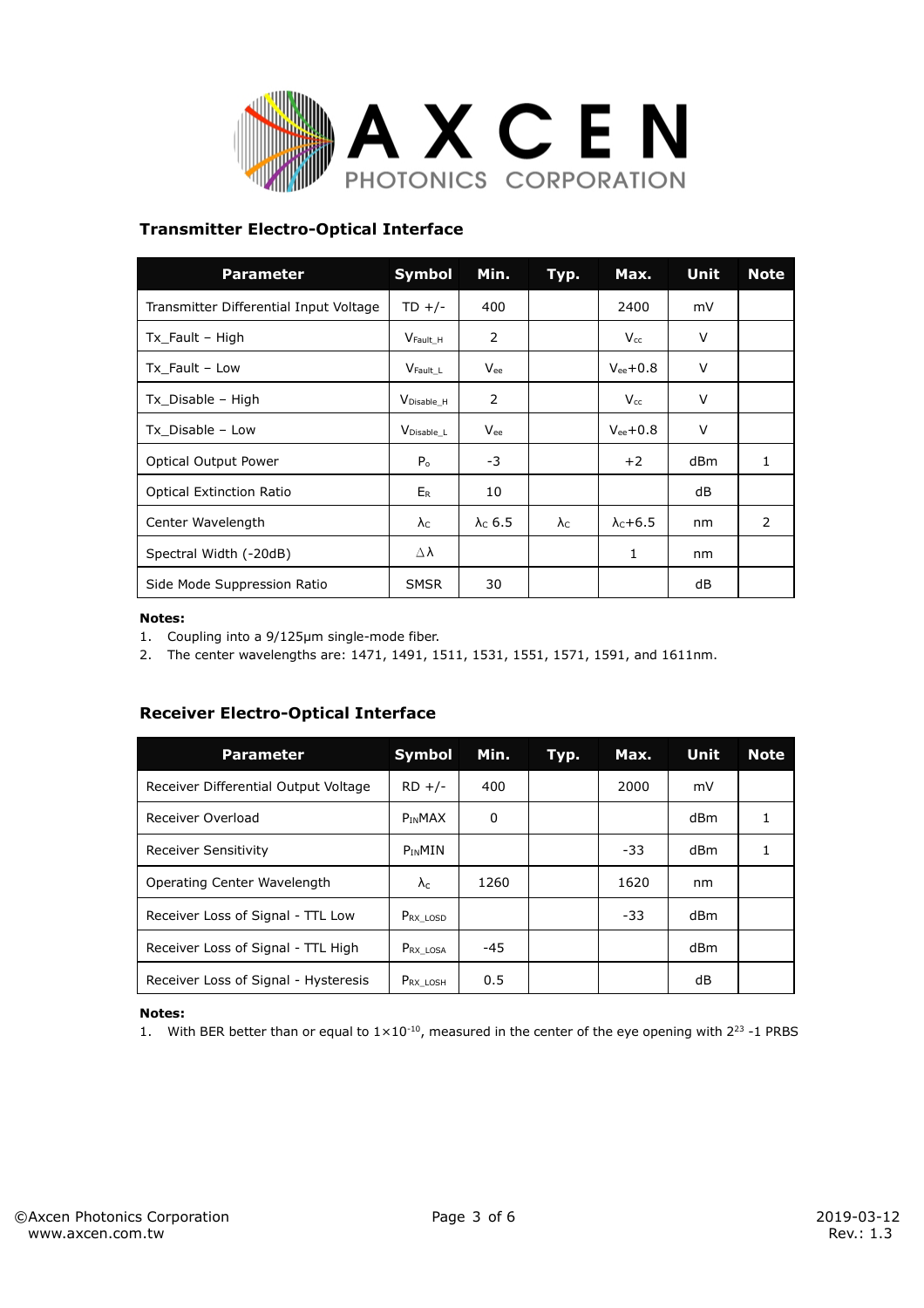### Transmitter Electro-Optical Interface

| Parameter | Symbol | Min. | Typ. | Max. | Unit | Note |
|---|---|---|---|---|---|---|
| Transmitter Differential Input Voltage | TD +/- | 400 | | 2400 | mV | |
| Tx_Fault – High | $V_{Fault\_H}$ | 2 | | $V_{cc}$ | V | |
| Tx_Fault – Low | $V_{Fault\_L}$ | $V_{ee}$ | | $V_{ee}$+0.8 | V | |
| Tx_Disable – High | $V_{Disable\_H}$ | 2 | | $V_{cc}$ | V | |
| Tx_Disable – Low | $V_{Disable\_L}$ | $V_{ee}$ | | $V_{ee}$+0.8 | V | |
| Optical Output Power | $P_o$ | -3 | | +2 | dBm | 1 |
| Optical Extinction Ratio | $E_R$ | 10 | | | dB | |
| Center Wavelength | $\lambda_C$ | $\lambda_C$ 6.5 | $\lambda_C$ | $\lambda_C$+6.5 | nm | 2 |
| Spectral Width (-20dB) | $\Delta\lambda$ | | | 1 | nm | |
| Side Mode Suppression Ratio | SMSR | 30 | | | dB | |

**Notes:**

1. Coupling into a 9/125μm single-mode fiber.
2. The center wavelengths are: 1471, 1491, 1511, 1531, 1551, 1571, 1591, and 1611nm.

### Receiver Electro-Optical Interface

| Parameter | Symbol | Min. | Typ. | Max. | Unit | Note |
|---|---|---|---|---|---|---|
| Receiver Differential Output Voltage | RD +/- | 400 | | 2000 | mV | |
| Receiver Overload | $P_{IN}$MAX | 0 | | | dBm | 1 |
| Receiver Sensitivity | $P_{IN}$MIN | | | -33 | dBm | 1 |
| Operating Center Wavelength | $\lambda_c$ | 1260 | | 1620 | nm | |
| Receiver Loss of Signal - TTL Low | $P_{RX\_LOSD}$ | | | -33 | dBm | |
| Receiver Loss of Signal - TTL High | $P_{RX\_LOSA}$ | -45 | | | dBm | |
| Receiver Loss of Signal - Hysteresis | $P_{RX\_LOSH}$ | 0.5 | | | dB | |

**Notes:**

1. With BER better than or equal to $1\times10^{-10}$, measured in the center of the eye opening with $2^{23}$ -1 PRBS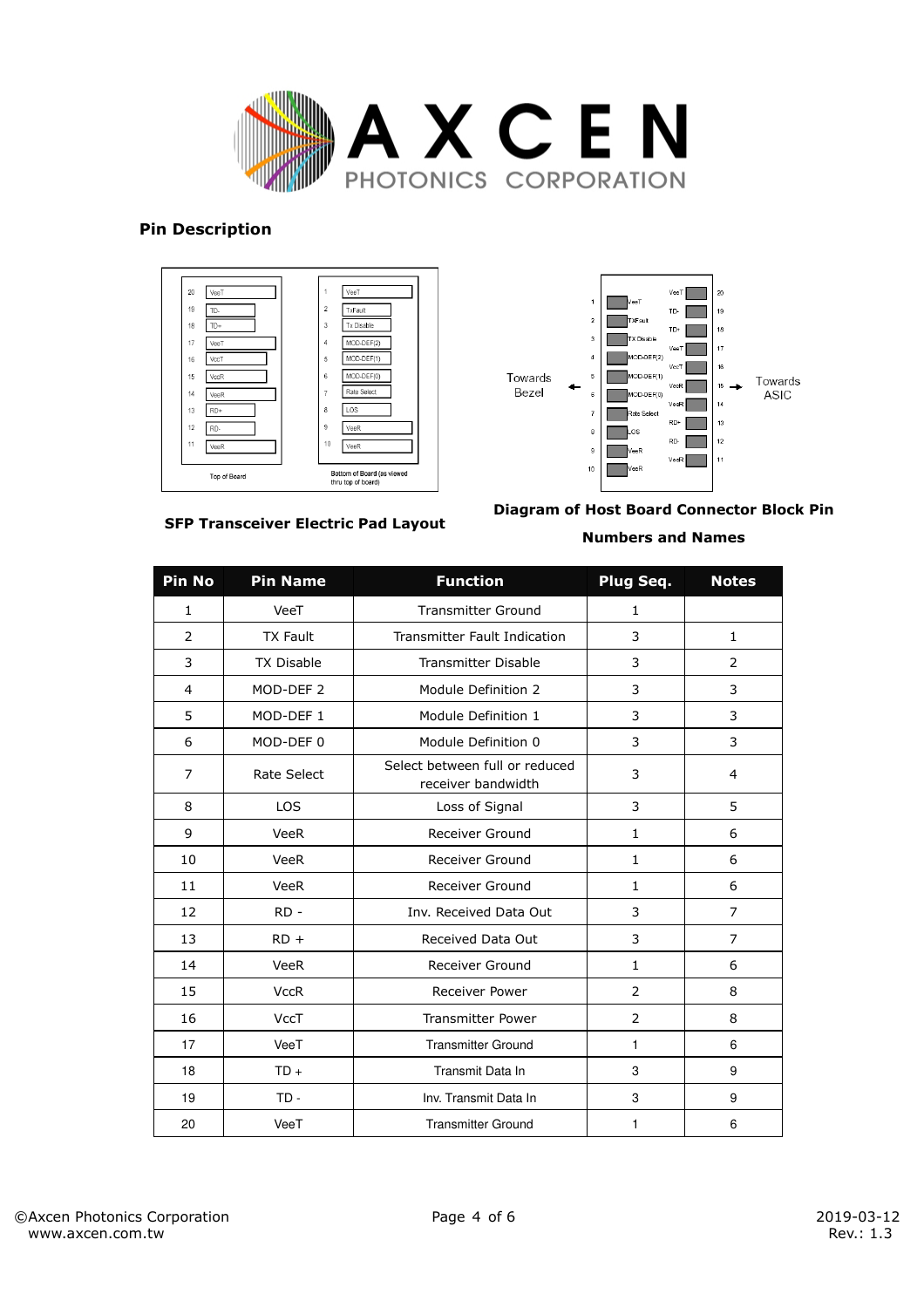## Pin Description

**SFP Transceiver Electric Pad Layout**

**Diagram of Host Board Connector Block Pin Numbers and Names**

| Pin No | Pin Name | Function | Plug Seq. | Notes |
|---|---|---|---|---|
| 1 | VeeT | Transmitter Ground | 1 | |
| 2 | TX Fault | Transmitter Fault Indication | 3 | 1 |
| 3 | TX Disable | Transmitter Disable | 3 | 2 |
| 4 | MOD-DEF 2 | Module Definition 2 | 3 | 3 |
| 5 | MOD-DEF 1 | Module Definition 1 | 3 | 3 |
| 6 | MOD-DEF 0 | Module Definition 0 | 3 | 3 |
| 7 | Rate Select | Select between full or reduced receiver bandwidth | 3 | 4 |
| 8 | LOS | Loss of Signal | 3 | 5 |
| 9 | VeeR | Receiver Ground | 1 | 6 |
| 10 | VeeR | Receiver Ground | 1 | 6 |
| 11 | VeeR | Receiver Ground | 1 | 6 |
| 12 | RD - | Inv. Received Data Out | 3 | 7 |
| 13 | RD + | Received Data Out | 3 | 7 |
| 14 | VeeR | Receiver Ground | 1 | 6 |
| 15 | VccR | Receiver Power | 2 | 8 |
| 16 | VccT | Transmitter Power | 2 | 8 |
| 17 | VeeT | Transmitter Ground | 1 | 6 |
| 18 | TD + | Transmit Data In | 3 | 9 |
| 19 | TD - | Inv. Transmit Data In | 3 | 9 |
| 20 | VeeT | Transmitter Ground | 1 | 6 |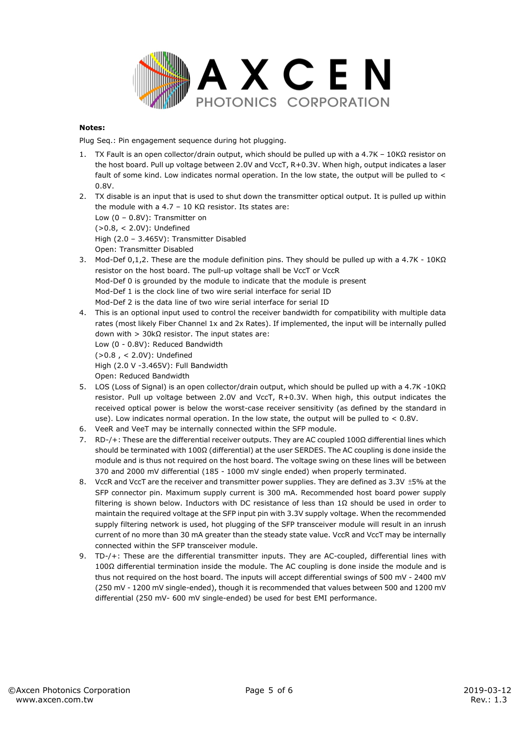**Notes:**

Plug Seq.: Pin engagement sequence during hot plugging.

1. TX Fault is an open collector/drain output, which should be pulled up with a 4.7K – 10KΩ resistor on the host board. Pull up voltage between 2.0V and VccT, R+0.3V. When high, output indicates a laser fault of some kind. Low indicates normal operation. In the low state, the output will be pulled to < 0.8V.
2. TX disable is an input that is used to shut down the transmitter optical output. It is pulled up within the module with a 4.7 – 10 KΩ resistor. Its states are:
   Low (0 – 0.8V): Transmitter on
   (>0.8, < 2.0V): Undefined
   High (2.0 – 3.465V): Transmitter Disabled
   Open: Transmitter Disabled
3. Mod-Def 0,1,2. These are the module definition pins. They should be pulled up with a 4.7K - 10KΩ resistor on the host board. The pull-up voltage shall be VccT or VccR
   Mod-Def 0 is grounded by the module to indicate that the module is present
   Mod-Def 1 is the clock line of two wire serial interface for serial ID
   Mod-Def 2 is the data line of two wire serial interface for serial ID
4. This is an optional input used to control the receiver bandwidth for compatibility with multiple data rates (most likely Fiber Channel 1x and 2x Rates). If implemented, the input will be internally pulled down with > 30kΩ resistor. The input states are:
   Low (0 - 0.8V): Reduced Bandwidth
   (>0.8 , < 2.0V): Undefined
   High (2.0 V -3.465V): Full Bandwidth
   Open: Reduced Bandwidth
5. LOS (Loss of Signal) is an open collector/drain output, which should be pulled up with a 4.7K -10KΩ resistor. Pull up voltage between 2.0V and VccT, R+0.3V. When high, this output indicates the received optical power is below the worst-case receiver sensitivity (as defined by the standard in use). Low indicates normal operation. In the low state, the output will be pulled to < 0.8V.
6. VeeR and VeeT may be internally connected within the SFP module.
7. RD-/+: These are the differential receiver outputs. They are AC coupled 100Ω differential lines which should be terminated with 100Ω (differential) at the user SERDES. The AC coupling is done inside the module and is thus not required on the host board. The voltage swing on these lines will be between 370 and 2000 mV differential (185 - 1000 mV single ended) when properly terminated.
8. VccR and VccT are the receiver and transmitter power supplies. They are defined as 3.3V ±5% at the SFP connector pin. Maximum supply current is 300 mA. Recommended host board power supply filtering is shown below. Inductors with DC resistance of less than 1Ω should be used in order to maintain the required voltage at the SFP input pin with 3.3V supply voltage. When the recommended supply filtering network is used, hot plugging of the SFP transceiver module will result in an inrush current of no more than 30 mA greater than the steady state value. VccR and VccT may be internally connected within the SFP transceiver module.
9. TD-/+: These are the differential transmitter inputs. They are AC-coupled, differential lines with 100Ω differential termination inside the module. The AC coupling is done inside the module and is thus not required on the host board. The inputs will accept differential swings of 500 mV - 2400 mV (250 mV - 1200 mV single-ended), though it is recommended that values between 500 and 1200 mV differential (250 mV- 600 mV single-ended) be used for best EMI performance.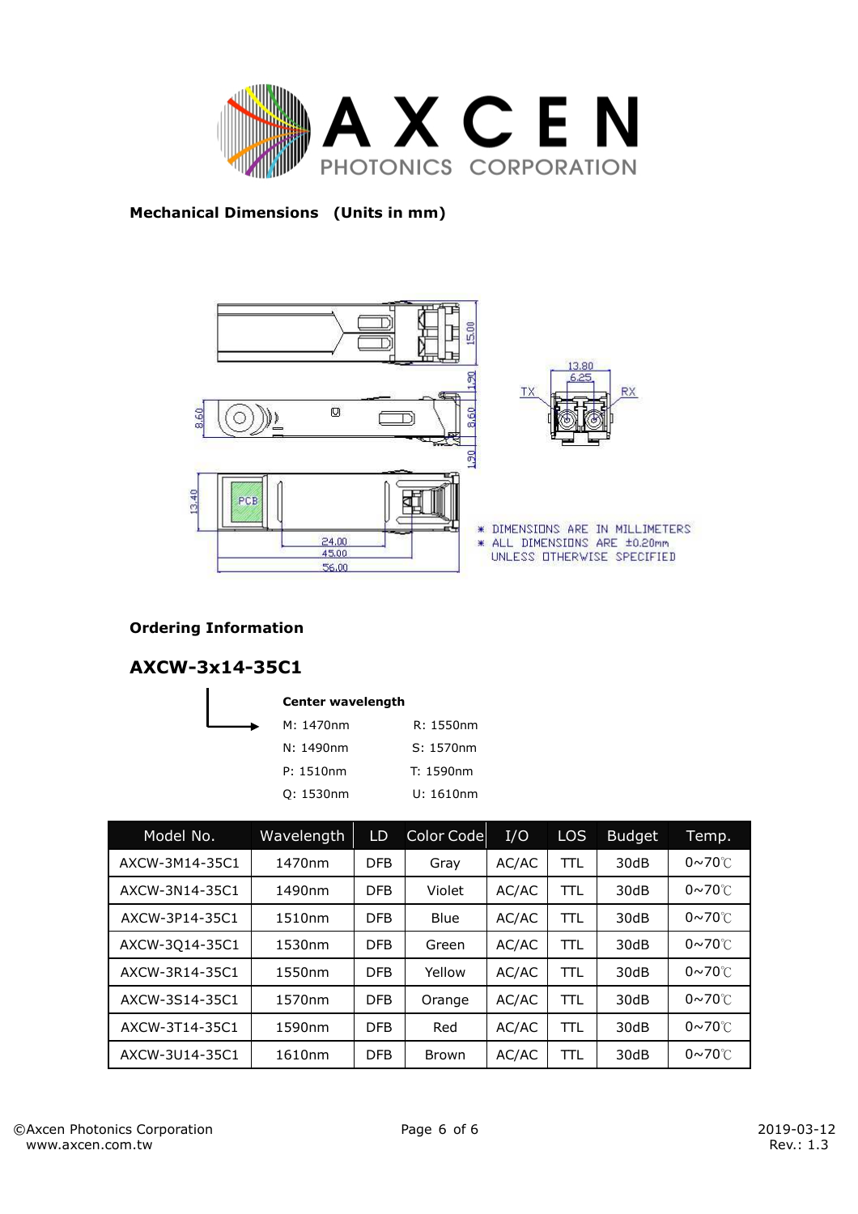**Mechanical Dimensions (Units in mm)**

15.00
1.90
8.60
8.60
1.90
13.80
6.25
TX
RX
13.40
PCB
24.00
45.00
56.00

* DIMENSIONS ARE IN MILLIMETERS
* ALL DIMENSIONS ARE ±0.20mm UNLESS OTHERWISE SPECIFIED

**Ordering Information**

## AXCW-3x14-35C1

**Center wavelength**

M: 1470nm　　R: 1550nm
N: 1490nm　　S: 1570nm
P: 1510nm　　T: 1590nm
Q: 1530nm　　U: 1610nm

| Model No. | Wavelength | LD | Color Code | I/O | LOS | Budget | Temp. |
|---|---|---|---|---|---|---|---|
| AXCW-3M14-35C1 | 1470nm | DFB | Gray | AC/AC | TTL | 30dB | 0~70℃ |
| AXCW-3N14-35C1 | 1490nm | DFB | Violet | AC/AC | TTL | 30dB | 0~70℃ |
| AXCW-3P14-35C1 | 1510nm | DFB | Blue | AC/AC | TTL | 30dB | 0~70℃ |
| AXCW-3Q14-35C1 | 1530nm | DFB | Green | AC/AC | TTL | 30dB | 0~70℃ |
| AXCW-3R14-35C1 | 1550nm | DFB | Yellow | AC/AC | TTL | 30dB | 0~70℃ |
| AXCW-3S14-35C1 | 1570nm | DFB | Orange | AC/AC | TTL | 30dB | 0~70℃ |
| AXCW-3T14-35C1 | 1590nm | DFB | Red | AC/AC | TTL | 30dB | 0~70℃ |
| AXCW-3U14-35C1 | 1610nm | DFB | Brown | AC/AC | TTL | 30dB | 0~70℃ |